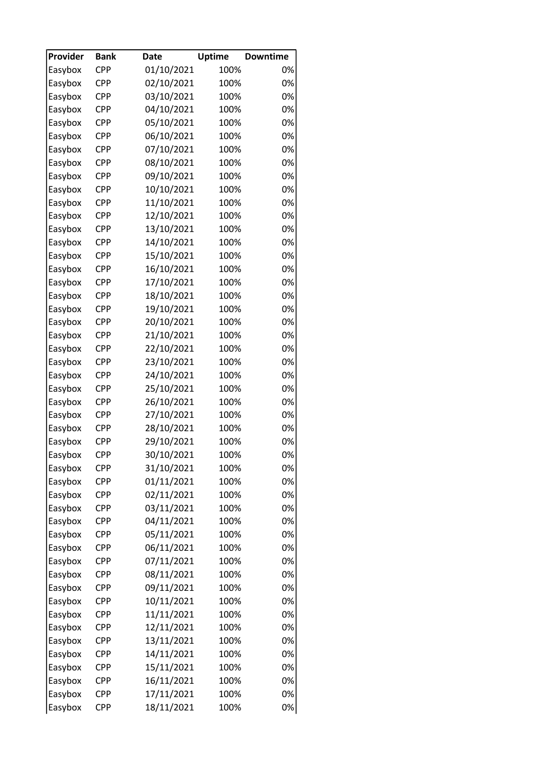| Provider | Bank | Date | Uptime | Downtime |
|---|---|---|---|---|
| Easybox | CPP | 01/10/2021 | 100% | 0% |
| Easybox | CPP | 02/10/2021 | 100% | 0% |
| Easybox | CPP | 03/10/2021 | 100% | 0% |
| Easybox | CPP | 04/10/2021 | 100% | 0% |
| Easybox | CPP | 05/10/2021 | 100% | 0% |
| Easybox | CPP | 06/10/2021 | 100% | 0% |
| Easybox | CPP | 07/10/2021 | 100% | 0% |
| Easybox | CPP | 08/10/2021 | 100% | 0% |
| Easybox | CPP | 09/10/2021 | 100% | 0% |
| Easybox | CPP | 10/10/2021 | 100% | 0% |
| Easybox | CPP | 11/10/2021 | 100% | 0% |
| Easybox | CPP | 12/10/2021 | 100% | 0% |
| Easybox | CPP | 13/10/2021 | 100% | 0% |
| Easybox | CPP | 14/10/2021 | 100% | 0% |
| Easybox | CPP | 15/10/2021 | 100% | 0% |
| Easybox | CPP | 16/10/2021 | 100% | 0% |
| Easybox | CPP | 17/10/2021 | 100% | 0% |
| Easybox | CPP | 18/10/2021 | 100% | 0% |
| Easybox | CPP | 19/10/2021 | 100% | 0% |
| Easybox | CPP | 20/10/2021 | 100% | 0% |
| Easybox | CPP | 21/10/2021 | 100% | 0% |
| Easybox | CPP | 22/10/2021 | 100% | 0% |
| Easybox | CPP | 23/10/2021 | 100% | 0% |
| Easybox | CPP | 24/10/2021 | 100% | 0% |
| Easybox | CPP | 25/10/2021 | 100% | 0% |
| Easybox | CPP | 26/10/2021 | 100% | 0% |
| Easybox | CPP | 27/10/2021 | 100% | 0% |
| Easybox | CPP | 28/10/2021 | 100% | 0% |
| Easybox | CPP | 29/10/2021 | 100% | 0% |
| Easybox | CPP | 30/10/2021 | 100% | 0% |
| Easybox | CPP | 31/10/2021 | 100% | 0% |
| Easybox | CPP | 01/11/2021 | 100% | 0% |
| Easybox | CPP | 02/11/2021 | 100% | 0% |
| Easybox | CPP | 03/11/2021 | 100% | 0% |
| Easybox | CPP | 04/11/2021 | 100% | 0% |
| Easybox | CPP | 05/11/2021 | 100% | 0% |
| Easybox | CPP | 06/11/2021 | 100% | 0% |
| Easybox | CPP | 07/11/2021 | 100% | 0% |
| Easybox | CPP | 08/11/2021 | 100% | 0% |
| Easybox | CPP | 09/11/2021 | 100% | 0% |
| Easybox | CPP | 10/11/2021 | 100% | 0% |
| Easybox | CPP | 11/11/2021 | 100% | 0% |
| Easybox | CPP | 12/11/2021 | 100% | 0% |
| Easybox | CPP | 13/11/2021 | 100% | 0% |
| Easybox | CPP | 14/11/2021 | 100% | 0% |
| Easybox | CPP | 15/11/2021 | 100% | 0% |
| Easybox | CPP | 16/11/2021 | 100% | 0% |
| Easybox | CPP | 17/11/2021 | 100% | 0% |
| Easybox | CPP | 18/11/2021 | 100% | 0% |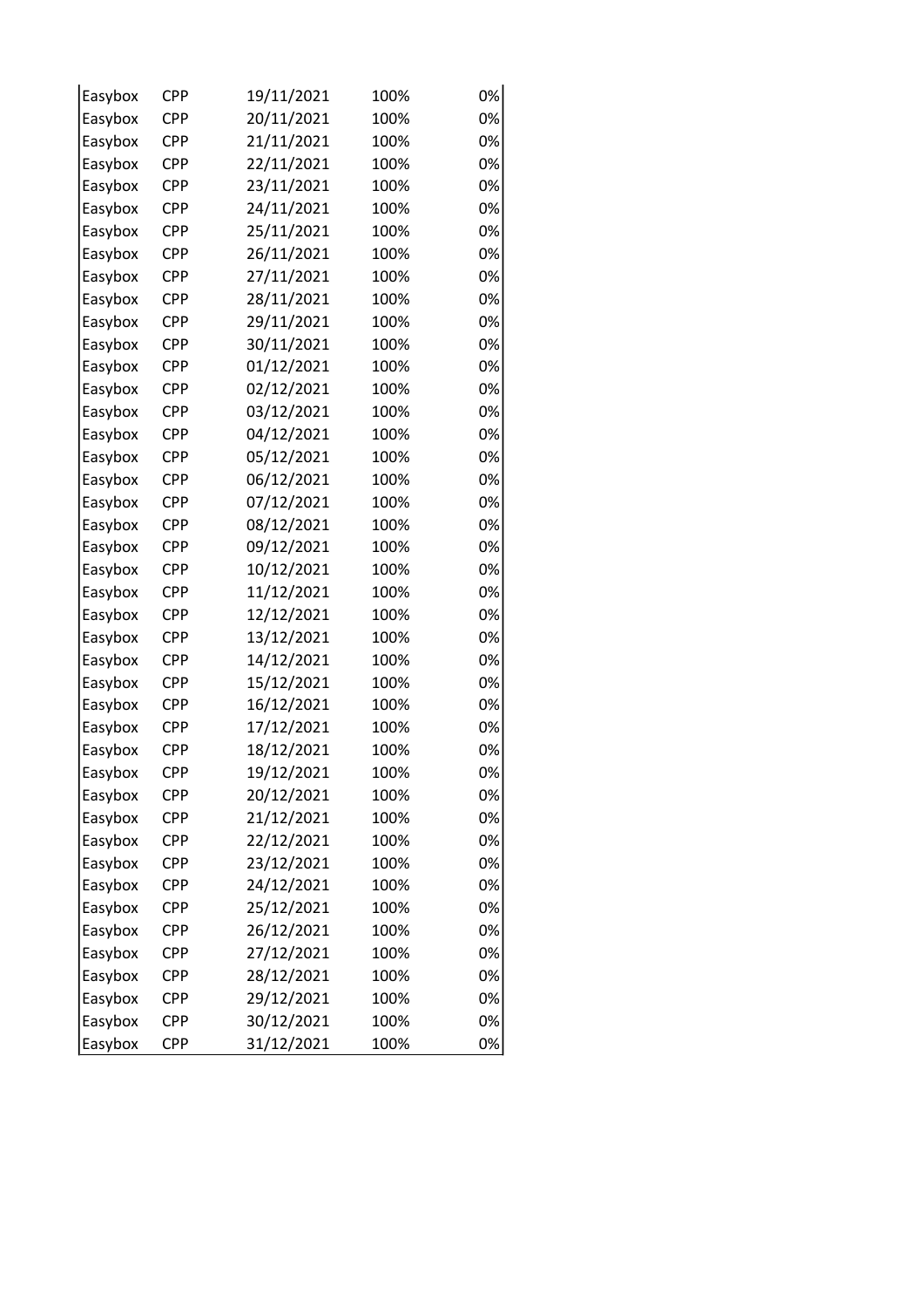| | | | | |
|---|---|---|---|---|
| Easybox | CPP | 19/11/2021 | 100% | 0% |
| Easybox | CPP | 20/11/2021 | 100% | 0% |
| Easybox | CPP | 21/11/2021 | 100% | 0% |
| Easybox | CPP | 22/11/2021 | 100% | 0% |
| Easybox | CPP | 23/11/2021 | 100% | 0% |
| Easybox | CPP | 24/11/2021 | 100% | 0% |
| Easybox | CPP | 25/11/2021 | 100% | 0% |
| Easybox | CPP | 26/11/2021 | 100% | 0% |
| Easybox | CPP | 27/11/2021 | 100% | 0% |
| Easybox | CPP | 28/11/2021 | 100% | 0% |
| Easybox | CPP | 29/11/2021 | 100% | 0% |
| Easybox | CPP | 30/11/2021 | 100% | 0% |
| Easybox | CPP | 01/12/2021 | 100% | 0% |
| Easybox | CPP | 02/12/2021 | 100% | 0% |
| Easybox | CPP | 03/12/2021 | 100% | 0% |
| Easybox | CPP | 04/12/2021 | 100% | 0% |
| Easybox | CPP | 05/12/2021 | 100% | 0% |
| Easybox | CPP | 06/12/2021 | 100% | 0% |
| Easybox | CPP | 07/12/2021 | 100% | 0% |
| Easybox | CPP | 08/12/2021 | 100% | 0% |
| Easybox | CPP | 09/12/2021 | 100% | 0% |
| Easybox | CPP | 10/12/2021 | 100% | 0% |
| Easybox | CPP | 11/12/2021 | 100% | 0% |
| Easybox | CPP | 12/12/2021 | 100% | 0% |
| Easybox | CPP | 13/12/2021 | 100% | 0% |
| Easybox | CPP | 14/12/2021 | 100% | 0% |
| Easybox | CPP | 15/12/2021 | 100% | 0% |
| Easybox | CPP | 16/12/2021 | 100% | 0% |
| Easybox | CPP | 17/12/2021 | 100% | 0% |
| Easybox | CPP | 18/12/2021 | 100% | 0% |
| Easybox | CPP | 19/12/2021 | 100% | 0% |
| Easybox | CPP | 20/12/2021 | 100% | 0% |
| Easybox | CPP | 21/12/2021 | 100% | 0% |
| Easybox | CPP | 22/12/2021 | 100% | 0% |
| Easybox | CPP | 23/12/2021 | 100% | 0% |
| Easybox | CPP | 24/12/2021 | 100% | 0% |
| Easybox | CPP | 25/12/2021 | 100% | 0% |
| Easybox | CPP | 26/12/2021 | 100% | 0% |
| Easybox | CPP | 27/12/2021 | 100% | 0% |
| Easybox | CPP | 28/12/2021 | 100% | 0% |
| Easybox | CPP | 29/12/2021 | 100% | 0% |
| Easybox | CPP | 30/12/2021 | 100% | 0% |
| Easybox | CPP | 31/12/2021 | 100% | 0% |